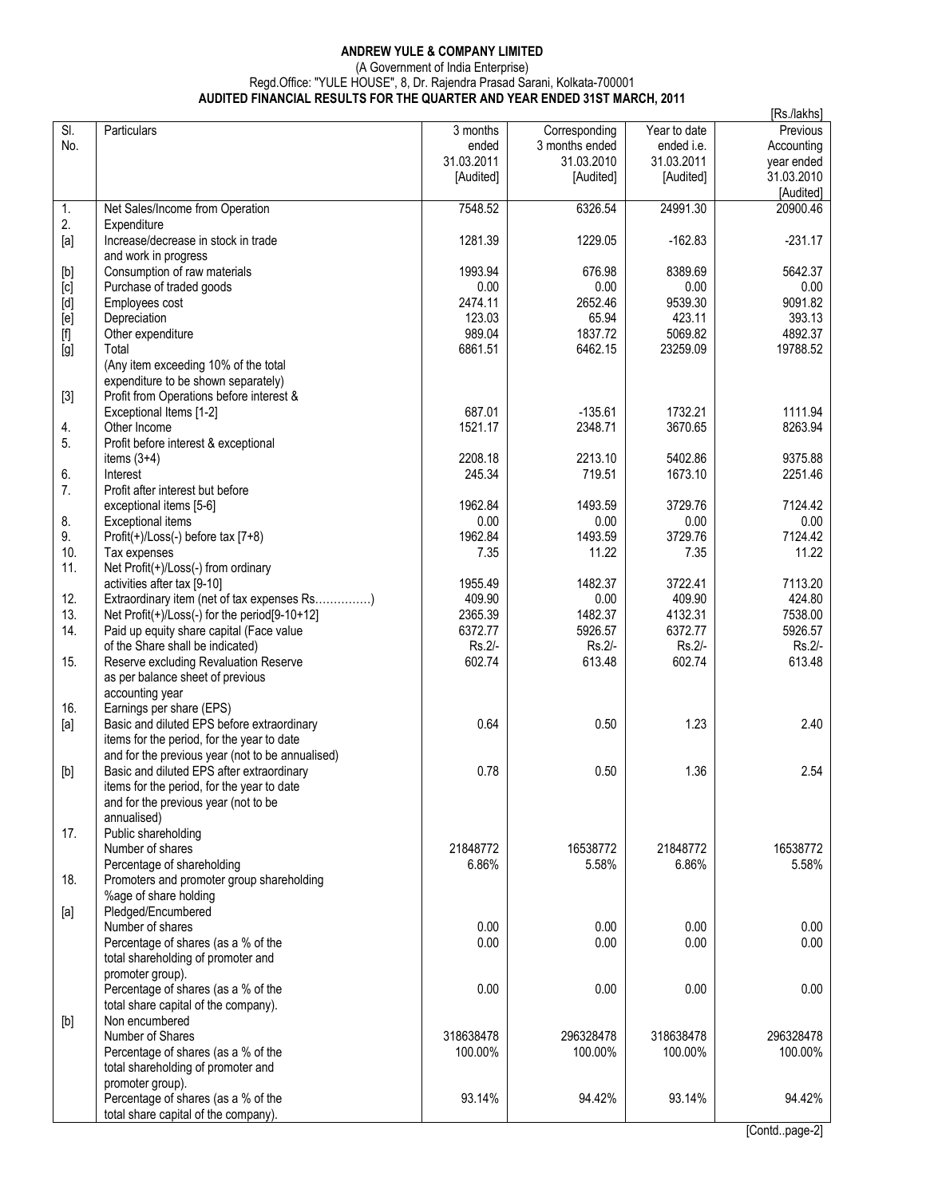**ANDREW YULE & COMPANY LIMITED**

(A Government of India Enterprise)

Regd.Office: "YULE HOUSE", 8, Dr. Rajendra Prasad Sarani, Kolkata-700001

**AUDITED FINANCIAL RESULTS FOR THE QUARTER AND YEAR ENDED 31ST MARCH, 2011**

[Rs./lakhs]

| Sl. No. | Particulars | 3 months ended 31.03.2011 [Audited] | Corresponding 3 months ended 31.03.2010 [Audited] | Year to date ended i.e. 31.03.2011 [Audited] | Previous Accounting year ended 31.03.2010 [Audited] |
|---|---|---|---|---|---|
| 1. | Net Sales/Income from Operation | 7548.52 | 6326.54 | 24991.30 | 20900.46 |
| 2. | Expenditure | | | | |
| [a] | Increase/decrease in stock in trade and work in progress | 1281.39 | 1229.05 | -162.83 | -231.17 |
| [b] | Consumption of raw materials | 1993.94 | 676.98 | 8389.69 | 5642.37 |
| [c] | Purchase of traded goods | 0.00 | 0.00 | 0.00 | 0.00 |
| [d] | Employees cost | 2474.11 | 2652.46 | 9539.30 | 9091.82 |
| [e] | Depreciation | 123.03 | 65.94 | 423.11 | 393.13 |
| [f] | Other expenditure | 989.04 | 1837.72 | 5069.82 | 4892.37 |
| [g] | Total | 6861.51 | 6462.15 | 23259.09 | 19788.52 |
| | (Any item exceeding 10% of the total expenditure to be shown separately) | | | | |
| [3] | Profit from Operations before interest & Exceptional Items [1-2] | 687.01 | -135.61 | 1732.21 | 1111.94 |
| 4. | Other Income | 1521.17 | 2348.71 | 3670.65 | 8263.94 |
| 5. | Profit before interest & exceptional items (3+4) | 2208.18 | 2213.10 | 5402.86 | 9375.88 |
| 6. | Interest | 245.34 | 719.51 | 1673.10 | 2251.46 |
| 7. | Profit after interest but before exceptional items [5-6] | 1962.84 | 1493.59 | 3729.76 | 7124.42 |
| 8. | Exceptional items | 0.00 | 0.00 | 0.00 | 0.00 |
| 9. | Profit(+)/Loss(-) before tax [7+8] | 1962.84 | 1493.59 | 3729.76 | 7124.42 |
| 10. | Tax expenses | 7.35 | 11.22 | 7.35 | 11.22 |
| 11. | Net Profit(+)/Loss(-) from ordinary activities after tax [9-10] | 1955.49 | 1482.37 | 3722.41 | 7113.20 |
| 12. | Extraordinary item (net of tax expenses Rs……………) | 409.90 | 0.00 | 409.90 | 424.80 |
| 13. | Net Profit(+)/Loss(-) for the period[9-10+12] | 2365.39 | 1482.37 | 4132.31 | 7538.00 |
| 14. | Paid up equity share capital (Face value of the Share shall be indicated) | 6372.77<br>Rs.2/- | 5926.57<br>Rs.2/- | 6372.77<br>Rs.2/- | 5926.57<br>Rs.2/- |
| 15. | Reserve excluding Revaluation Reserve as per balance sheet of previous accounting year | 602.74 | 613.48 | 602.74 | 613.48 |
| 16. | Earnings per share (EPS) | | | | |
| [a] | Basic and diluted EPS before extraordinary items for the period, for the year to date and for the previous year (not to be annualised) | 0.64 | 0.50 | 1.23 | 2.40 |
| [b] | Basic and diluted EPS after extraordinary items for the period, for the year to date and for the previous year (not to be annualised) | 0.78 | 0.50 | 1.36 | 2.54 |
| 17. | Public shareholding | | | | |
| | Number of shares | 21848772 | 16538772 | 21848772 | 16538772 |
| | Percentage of shareholding | 6.86% | 5.58% | 6.86% | 5.58% |
| 18. | Promoters and promoter group shareholding %age of share holding | | | | |
| [a] | Pledged/Encumbered | | | | |
| | Number of shares | 0.00 | 0.00 | 0.00 | 0.00 |
| | Percentage of shares (as a % of the total shareholding of promoter and promoter group). | 0.00 | 0.00 | 0.00 | 0.00 |
| | Percentage of shares (as a % of the total share capital of the company). | 0.00 | 0.00 | 0.00 | 0.00 |
| [b] | Non encumbered | | | | |
| | Number of Shares | 318638478 | 296328478 | 318638478 | 296328478 |
| | Percentage of shares (as a % of the total shareholding of promoter and promoter group). | 100.00% | 100.00% | 100.00% | 100.00% |
| | Percentage of shares (as a % of the total share capital of the company). | 93.14% | 94.42% | 93.14% | 94.42% |

[Contd..page-2]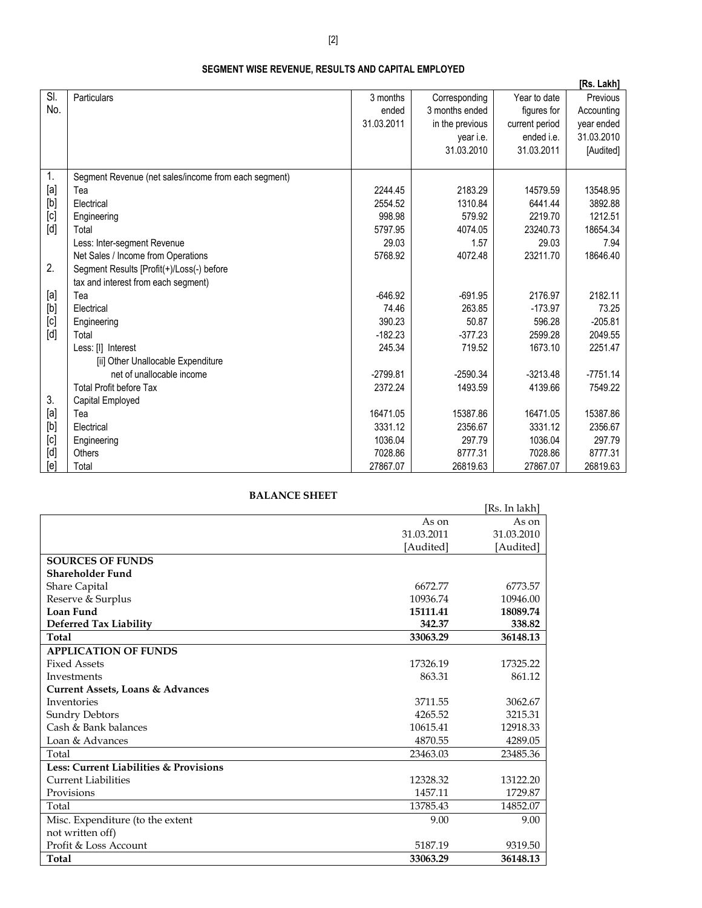## SEGMENT WISE REVENUE, RESULTS AND CAPITAL EMPLOYED

[Rs. Lakh]

| Sl. No. | Particulars | 3 months ended 31.03.2011 | Corresponding 3 months ended in the previous year i.e. 31.03.2010 | Year to date figures for current period ended i.e. 31.03.2011 | Previous Accounting year ended 31.03.2010 [Audited] |
|---|---|---|---|---|---|
| 1. | Segment Revenue (net sales/income from each segment) | | | | |
| [a] | Tea | 2244.45 | 2183.29 | 14579.59 | 13548.95 |
| [b] | Electrical | 2554.52 | 1310.84 | 6441.44 | 3892.88 |
| [c] | Engineering | 998.98 | 579.92 | 2219.70 | 1212.51 |
| [d] | Total | 5797.95 | 4074.05 | 23240.73 | 18654.34 |
| | Less: Inter-segment Revenue | 29.03 | 1.57 | 29.03 | 7.94 |
| | Net Sales / Income from Operations | 5768.92 | 4072.48 | 23211.70 | 18646.40 |
| 2. | Segment Results [Profit(+)/Loss(-) before tax and interest from each segment) | | | | |
| [a] | Tea | -646.92 | -691.95 | 2176.97 | 2182.11 |
| [b] | Electrical | 74.46 | 263.85 | -173.97 | 73.25 |
| [c] | Engineering | 390.23 | 50.87 | 596.28 | -205.81 |
| [d] | Total | -182.23 | -377.23 | 2599.28 | 2049.55 |
| | Less: [I] Interest | 245.34 | 719.52 | 1673.10 | 2251.47 |
| | [ii] Other Unallocable Expenditure net of unallocable income | -2799.81 | -2590.34 | -3213.48 | -7751.14 |
| | Total Profit before Tax | 2372.24 | 1493.59 | 4139.66 | 7549.22 |
| 3. | Capital Employed | | | | |
| [a] | Tea | 16471.05 | 15387.86 | 16471.05 | 15387.86 |
| [b] | Electrical | 3331.12 | 2356.67 | 3331.12 | 2356.67 |
| [c] | Engineering | 1036.04 | 297.79 | 1036.04 | 297.79 |
| [d] | Others | 7028.86 | 8777.31 | 7028.86 | 8777.31 |
| [e] | Total | 27867.07 | 26819.63 | 27867.07 | 26819.63 |

## BALANCE SHEET

[Rs. In lakh]

| | As on 31.03.2011 [Audited] | As on 31.03.2010 [Audited] |
|---|---|---|
| **SOURCES OF FUNDS** | | |
| **Shareholder Fund** | | |
| Share Capital | 6672.77 | 6773.57 |
| Reserve & Surplus | 10936.74 | 10946.00 |
| **Loan Fund** | **15111.41** | **18089.74** |
| **Deferred Tax Liability** | **342.37** | **338.82** |
| **Total** | **33063.29** | **36148.13** |
| **APPLICATION OF FUNDS** | | |
| Fixed Assets | 17326.19 | 17325.22 |
| Investments | 863.31 | 861.12 |
| **Current Assets, Loans & Advances** | | |
| Inventories | 3711.55 | 3062.67 |
| Sundry Debtors | 4265.52 | 3215.31 |
| Cash & Bank balances | 10615.41 | 12918.33 |
| Loan & Advances | 4870.55 | 4289.05 |
| Total | 23463.03 | 23485.36 |
| **Less: Current Liabilities & Provisions** | | |
| Current Liabilities | 12328.32 | 13122.20 |
| Provisions | 1457.11 | 1729.87 |
| Total | 13785.43 | 14852.07 |
| Misc. Expenditure (to the extent not written off) | 9.00 | 9.00 |
| Profit & Loss Account | 5187.19 | 9319.50 |
| **Total** | **33063.29** | **36148.13** |